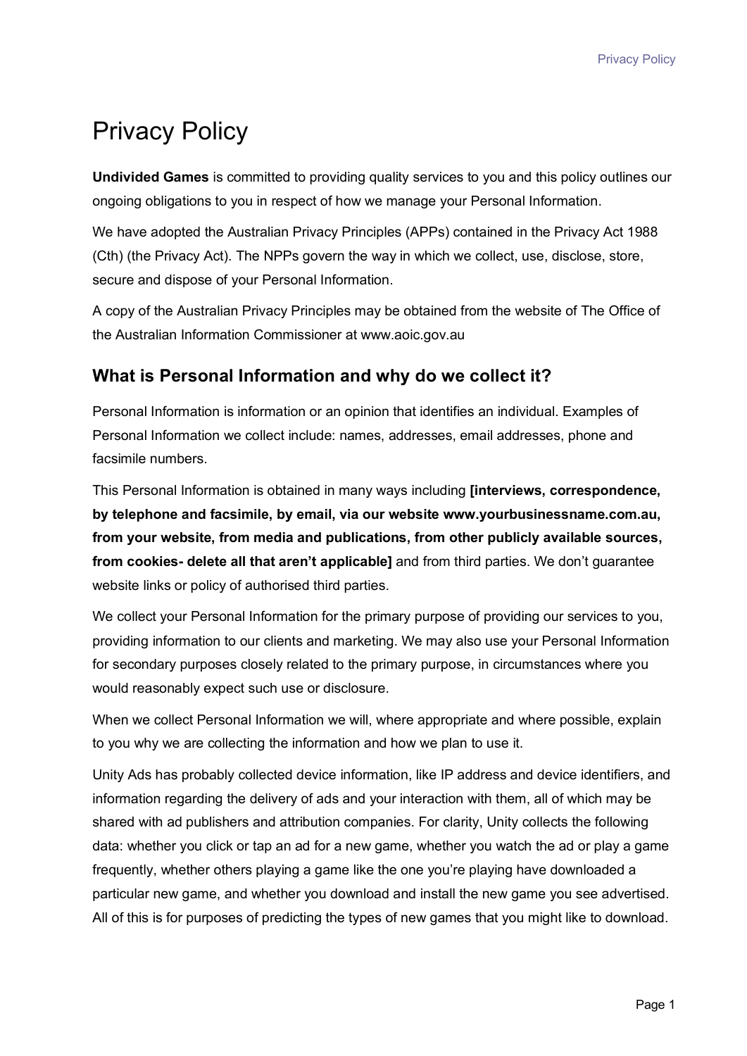# Privacy Policy

**Undivided Games** is committed to providing quality services to you and this policy outlines our ongoing obligations to you in respect of how we manage your Personal Information.

We have adopted the Australian Privacy Principles (APPs) contained in the Privacy Act 1988 (Cth) (the Privacy Act). The NPPs govern the way in which we collect, use, disclose, store, secure and dispose of your Personal Information.

A copy of the Australian Privacy Principles may be obtained from the website of The Office of the Australian Information Commissioner at www.aoic.gov.au

## What is Personal Information and why do we collect it?

Personal Information is information or an opinion that identifies an individual. Examples of Personal Information we collect include: names, addresses, email addresses, phone and facsimile numbers.

This Personal Information is obtained in many ways including **[interviews, correspondence, by telephone and facsimile, by email, via our website www.yourbusinessname.com.au, from your website, from media and publications, from other publicly available sources, from cookies- delete all that aren't applicable]** and from third parties. We don't guarantee website links or policy of authorised third parties.

We collect your Personal Information for the primary purpose of providing our services to you, providing information to our clients and marketing. We may also use your Personal Information for secondary purposes closely related to the primary purpose, in circumstances where you would reasonably expect such use or disclosure.

When we collect Personal Information we will, where appropriate and where possible, explain to you why we are collecting the information and how we plan to use it.

Unity Ads has probably collected device information, like IP address and device identifiers, and information regarding the delivery of ads and your interaction with them, all of which may be shared with ad publishers and attribution companies. For clarity, Unity collects the following data: whether you click or tap an ad for a new game, whether you watch the ad or play a game frequently, whether others playing a game like the one you're playing have downloaded a particular new game, and whether you download and install the new game you see advertised. All of this is for purposes of predicting the types of new games that you might like to download.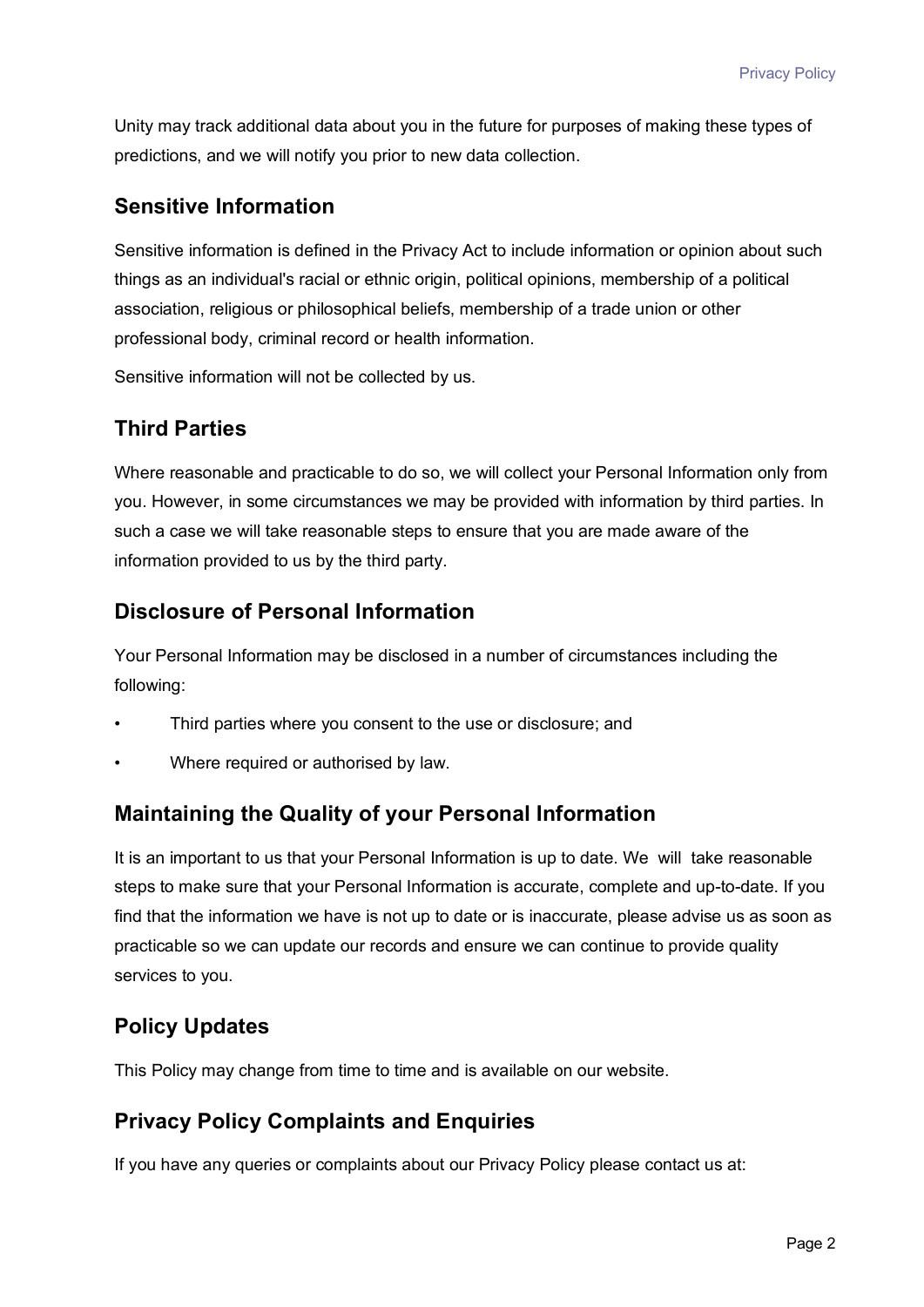Unity may track additional data about you in the future for purposes of making these types of predictions, and we will notify you prior to new data collection.

## Sensitive Information

Sensitive information is defined in the Privacy Act to include information or opinion about such things as an individual's racial or ethnic origin, political opinions, membership of a political association, religious or philosophical beliefs, membership of a trade union or other professional body, criminal record or health information.

Sensitive information will not be collected by us.

## Third Parties

Where reasonable and practicable to do so, we will collect your Personal Information only from you. However, in some circumstances we may be provided with information by third parties. In such a case we will take reasonable steps to ensure that you are made aware of the information provided to us by the third party.

## Disclosure of Personal Information

Your Personal Information may be disclosed in a number of circumstances including the following:

- Third parties where you consent to the use or disclosure; and
- Where required or authorised by law.

## Maintaining the Quality of your Personal Information

It is an important to us that your Personal Information is up to date. We will take reasonable steps to make sure that your Personal Information is accurate, complete and up-to-date. If you find that the information we have is not up to date or is inaccurate, please advise us as soon as practicable so we can update our records and ensure we can continue to provide quality services to you.

## Policy Updates

This Policy may change from time to time and is available on our website.

## Privacy Policy Complaints and Enquiries

If you have any queries or complaints about our Privacy Policy please contact us at: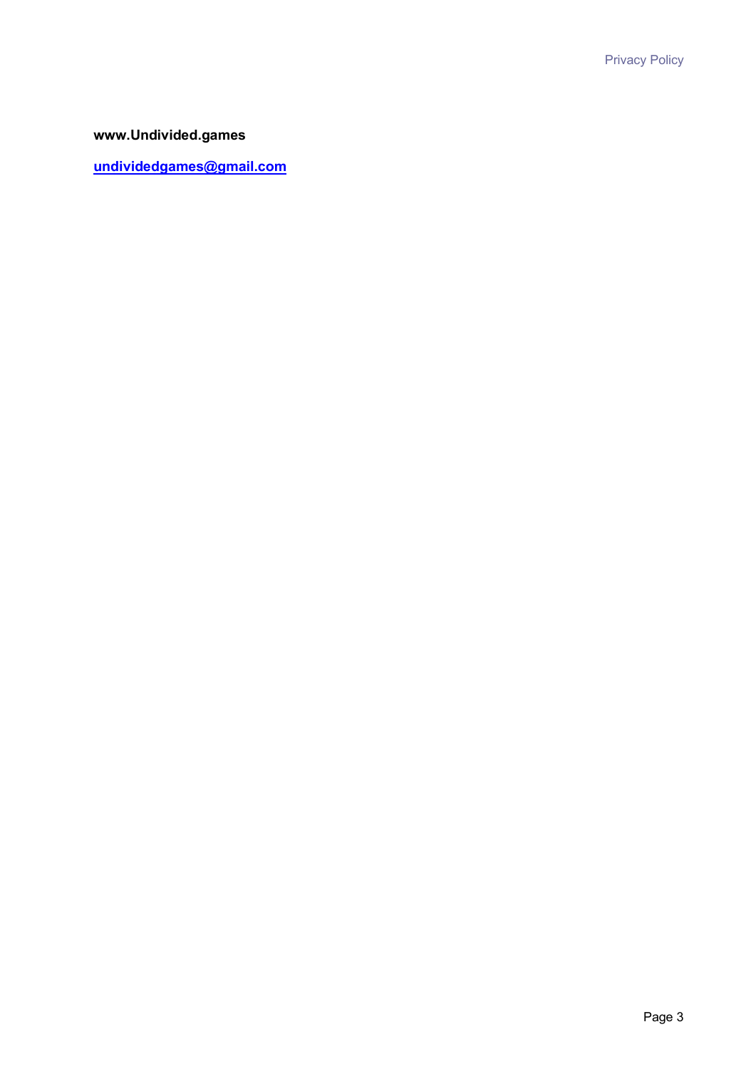**www.Undivided.games**

**undividedgames@gmail.com**